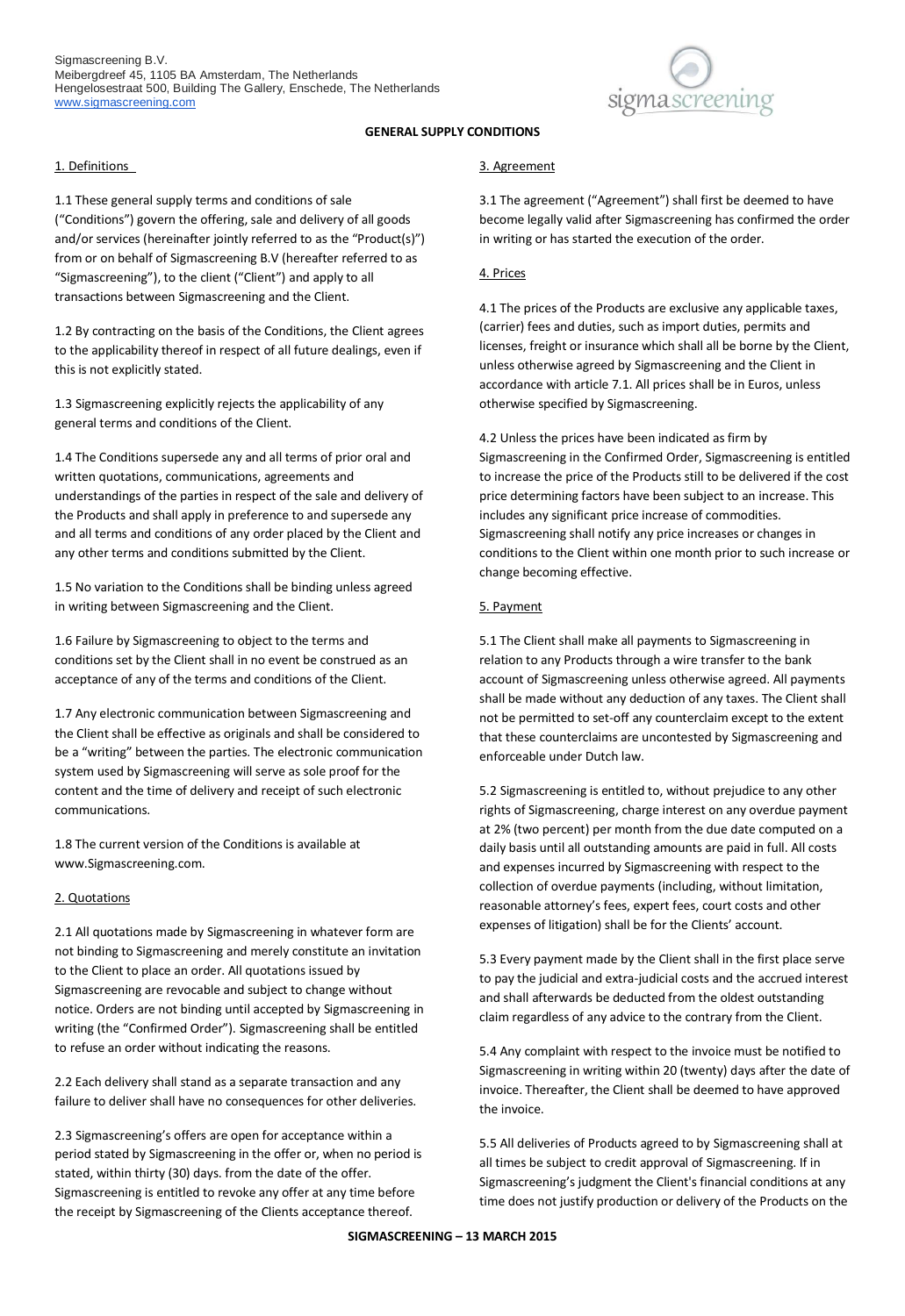Sigmascreening B.V.
Meibergdreef 45, 1105 BA Amsterdam, The Netherlands
Hengelosestraat 500, Building The Gallery, Enschede, The Netherlands
www.sigmascreening.com

# GENERAL SUPPLY CONDITIONS

## 1. Definitions

1.1 These general supply terms and conditions of sale ("Conditions") govern the offering, sale and delivery of all goods and/or services (hereinafter jointly referred to as the "Product(s)") from or on behalf of Sigmascreening B.V (hereafter referred to as "Sigmascreening"), to the client ("Client") and apply to all transactions between Sigmascreening and the Client.

1.2 By contracting on the basis of the Conditions, the Client agrees to the applicability thereof in respect of all future dealings, even if this is not explicitly stated.

1.3 Sigmascreening explicitly rejects the applicability of any general terms and conditions of the Client.

1.4 The Conditions supersede any and all terms of prior oral and written quotations, communications, agreements and understandings of the parties in respect of the sale and delivery of the Products and shall apply in preference to and supersede any and all terms and conditions of any order placed by the Client and any other terms and conditions submitted by the Client.

1.5 No variation to the Conditions shall be binding unless agreed in writing between Sigmascreening and the Client.

1.6 Failure by Sigmascreening to object to the terms and conditions set by the Client shall in no event be construed as an acceptance of any of the terms and conditions of the Client.

1.7 Any electronic communication between Sigmascreening and the Client shall be effective as originals and shall be considered to be a "writing" between the parties. The electronic communication system used by Sigmascreening will serve as sole proof for the content and the time of delivery and receipt of such electronic communications.

1.8 The current version of the Conditions is available at www.Sigmascreening.com.

## 2. Quotations

2.1 All quotations made by Sigmascreening in whatever form are not binding to Sigmascreening and merely constitute an invitation to the Client to place an order. All quotations issued by Sigmascreening are revocable and subject to change without notice. Orders are not binding until accepted by Sigmascreening in writing (the "Confirmed Order"). Sigmascreening shall be entitled to refuse an order without indicating the reasons.

2.2 Each delivery shall stand as a separate transaction and any failure to deliver shall have no consequences for other deliveries.

2.3 Sigmascreening's offers are open for acceptance within a period stated by Sigmascreening in the offer or, when no period is stated, within thirty (30) days. from the date of the offer. Sigmascreening is entitled to revoke any offer at any time before the receipt by Sigmascreening of the Clients acceptance thereof.

## 3. Agreement

3.1 The agreement ("Agreement") shall first be deemed to have become legally valid after Sigmascreening has confirmed the order in writing or has started the execution of the order.

## 4. Prices

4.1 The prices of the Products are exclusive any applicable taxes, (carrier) fees and duties, such as import duties, permits and licenses, freight or insurance which shall all be borne by the Client, unless otherwise agreed by Sigmascreening and the Client in accordance with article 7.1. All prices shall be in Euros, unless otherwise specified by Sigmascreening.

4.2 Unless the prices have been indicated as firm by Sigmascreening in the Confirmed Order, Sigmascreening is entitled to increase the price of the Products still to be delivered if the cost price determining factors have been subject to an increase. This includes any significant price increase of commodities. Sigmascreening shall notify any price increases or changes in conditions to the Client within one month prior to such increase or change becoming effective.

## 5. Payment

5.1 The Client shall make all payments to Sigmascreening in relation to any Products through a wire transfer to the bank account of Sigmascreening unless otherwise agreed. All payments shall be made without any deduction of any taxes. The Client shall not be permitted to set-off any counterclaim except to the extent that these counterclaims are uncontested by Sigmascreening and enforceable under Dutch law.

5.2 Sigmascreening is entitled to, without prejudice to any other rights of Sigmascreening, charge interest on any overdue payment at 2% (two percent) per month from the due date computed on a daily basis until all outstanding amounts are paid in full. All costs and expenses incurred by Sigmascreening with respect to the collection of overdue payments (including, without limitation, reasonable attorney's fees, expert fees, court costs and other expenses of litigation) shall be for the Clients' account.

5.3 Every payment made by the Client shall in the first place serve to pay the judicial and extra-judicial costs and the accrued interest and shall afterwards be deducted from the oldest outstanding claim regardless of any advice to the contrary from the Client.

5.4 Any complaint with respect to the invoice must be notified to Sigmascreening in writing within 20 (twenty) days after the date of invoice. Thereafter, the Client shall be deemed to have approved the invoice.

5.5 All deliveries of Products agreed to by Sigmascreening shall at all times be subject to credit approval of Sigmascreening. If in Sigmascreening's judgment the Client's financial conditions at any time does not justify production or delivery of the Products on the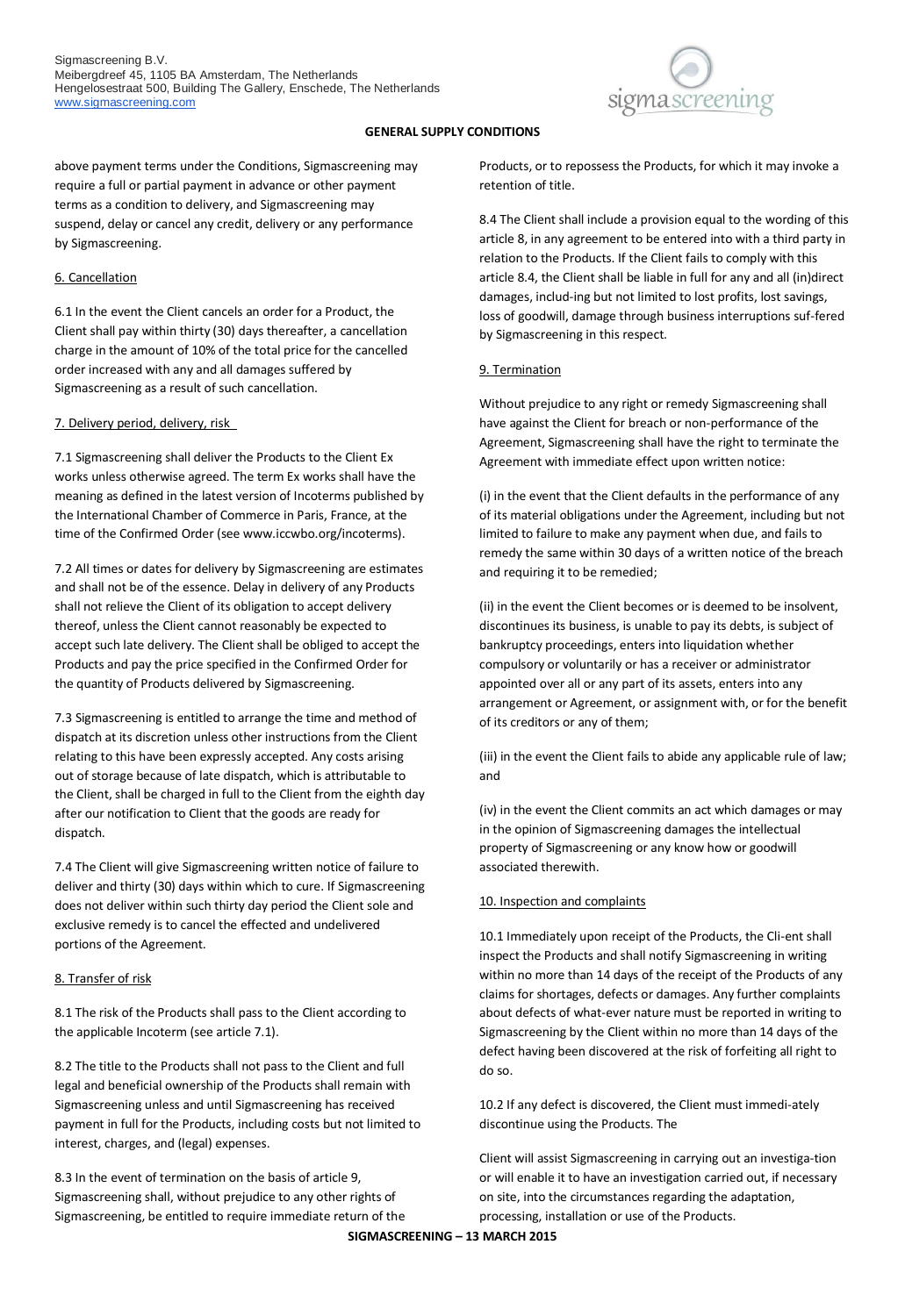above payment terms under the Conditions, Sigmascreening may require a full or partial payment in advance or other payment terms as a condition to delivery, and Sigmascreening may suspend, delay or cancel any credit, delivery or any performance by Sigmascreening.

## 6. Cancellation

6.1 In the event the Client cancels an order for a Product, the Client shall pay within thirty (30) days thereafter, a cancellation charge in the amount of 10% of the total price for the cancelled order increased with any and all damages suffered by Sigmascreening as a result of such cancellation.

## 7. Delivery period, delivery, risk

7.1 Sigmascreening shall deliver the Products to the Client Ex works unless otherwise agreed. The term Ex works shall have the meaning as defined in the latest version of Incoterms published by the International Chamber of Commerce in Paris, France, at the time of the Confirmed Order (see www.iccwbo.org/incoterms).

7.2 All times or dates for delivery by Sigmascreening are estimates and shall not be of the essence. Delay in delivery of any Products shall not relieve the Client of its obligation to accept delivery thereof, unless the Client cannot reasonably be expected to accept such late delivery. The Client shall be obliged to accept the Products and pay the price specified in the Confirmed Order for the quantity of Products delivered by Sigmascreening.

7.3 Sigmascreening is entitled to arrange the time and method of dispatch at its discretion unless other instructions from the Client relating to this have been expressly accepted. Any costs arising out of storage because of late dispatch, which is attributable to the Client, shall be charged in full to the Client from the eighth day after our notification to Client that the goods are ready for dispatch.

7.4 The Client will give Sigmascreening written notice of failure to deliver and thirty (30) days within which to cure. If Sigmascreening does not deliver within such thirty day period the Client sole and exclusive remedy is to cancel the effected and undelivered portions of the Agreement.

## 8. Transfer of risk

8.1 The risk of the Products shall pass to the Client according to the applicable Incoterm (see article 7.1).

8.2 The title to the Products shall not pass to the Client and full legal and beneficial ownership of the Products shall remain with Sigmascreening unless and until Sigmascreening has received payment in full for the Products, including costs but not limited to interest, charges, and (legal) expenses.

8.3 In the event of termination on the basis of article 9, Sigmascreening shall, without prejudice to any other rights of Sigmascreening, be entitled to require immediate return of the Products, or to repossess the Products, for which it may invoke a retention of title.

8.4 The Client shall include a provision equal to the wording of this article 8, in any agreement to be entered into with a third party in relation to the Products. If the Client fails to comply with this article 8.4, the Client shall be liable in full for any and all (in)direct damages, includ-ing but not limited to lost profits, lost savings, loss of goodwill, damage through business interruptions suf-fered by Sigmascreening in this respect.

## 9. Termination

Without prejudice to any right or remedy Sigmascreening shall have against the Client for breach or non-performance of the Agreement, Sigmascreening shall have the right to terminate the Agreement with immediate effect upon written notice:

(i) in the event that the Client defaults in the performance of any of its material obligations under the Agreement, including but not limited to failure to make any payment when due, and fails to remedy the same within 30 days of a written notice of the breach and requiring it to be remedied;

(ii) in the event the Client becomes or is deemed to be insolvent, discontinues its business, is unable to pay its debts, is subject of bankruptcy proceedings, enters into liquidation whether compulsory or voluntarily or has a receiver or administrator appointed over all or any part of its assets, enters into any arrangement or Agreement, or assignment with, or for the benefit of its creditors or any of them;

(iii) in the event the Client fails to abide any applicable rule of law; and

(iv) in the event the Client commits an act which damages or may in the opinion of Sigmascreening damages the intellectual property of Sigmascreening or any know how or goodwill associated therewith.

## 10. Inspection and complaints

10.1 Immediately upon receipt of the Products, the Cli-ent shall inspect the Products and shall notify Sigmascreening in writing within no more than 14 days of the receipt of the Products of any claims for shortages, defects or damages. Any further complaints about defects of what-ever nature must be reported in writing to Sigmascreening by the Client within no more than 14 days of the defect having been discovered at the risk of forfeiting all right to do so.

10.2 If any defect is discovered, the Client must immedi-ately discontinue using the Products. The

Client will assist Sigmascreening in carrying out an investiga-tion or will enable it to have an investigation carried out, if necessary on site, into the circumstances regarding the adaptation, processing, installation or use of the Products.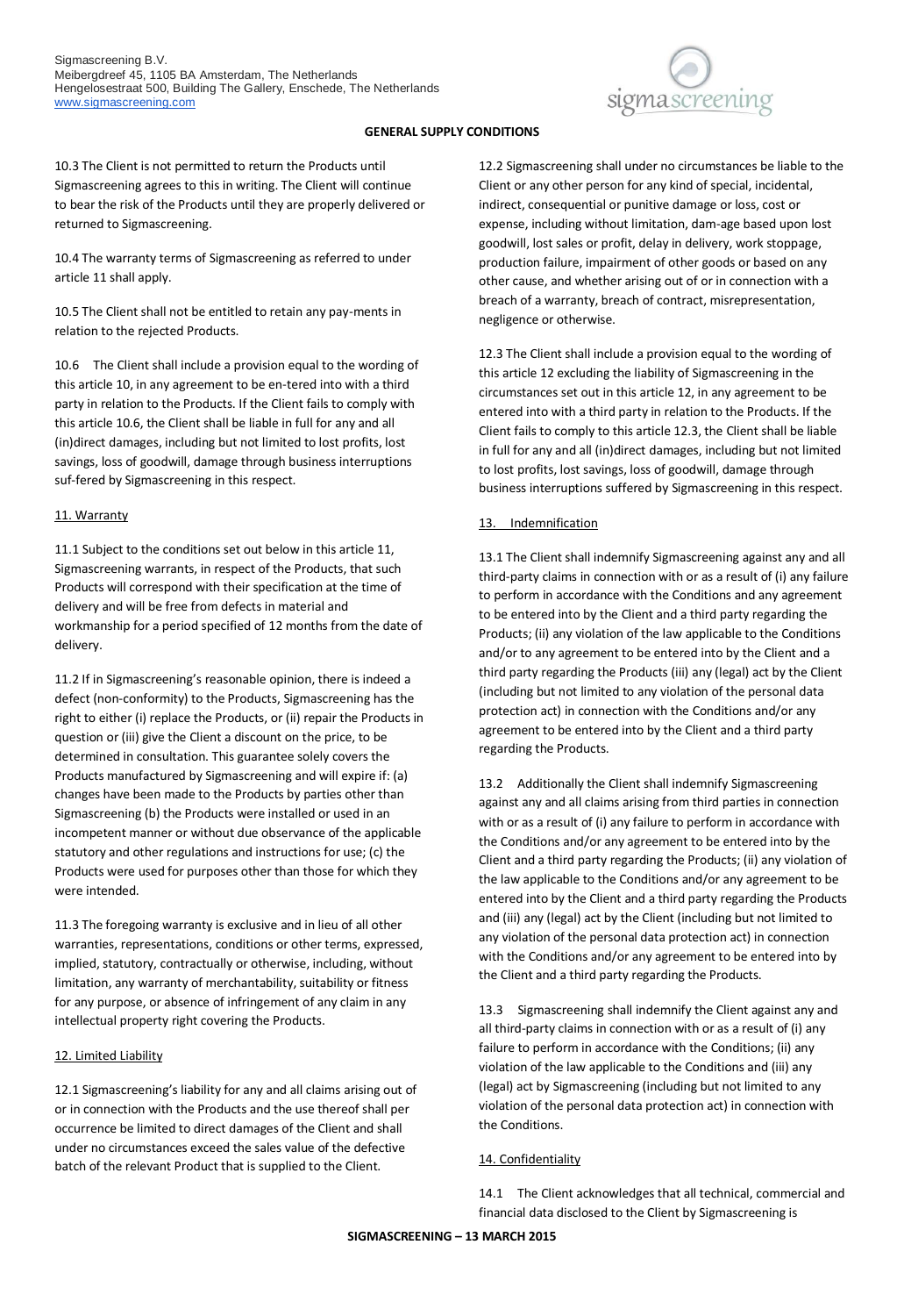**GENERAL SUPPLY CONDITIONS**

10.3 The Client is not permitted to return the Products until Sigmascreening agrees to this in writing. The Client will continue to bear the risk of the Products until they are properly delivered or returned to Sigmascreening.

10.4 The warranty terms of Sigmascreening as referred to under article 11 shall apply.

10.5 The Client shall not be entitled to retain any pay-ments in relation to the rejected Products.

10.6 The Client shall include a provision equal to the wording of this article 10, in any agreement to be en-tered into with a third party in relation to the Products. If the Client fails to comply with this article 10.6, the Client shall be liable in full for any and all (in)direct damages, including but not limited to lost profits, lost savings, loss of goodwill, damage through business interruptions suf-fered by Sigmascreening in this respect.

11. Warranty

11.1 Subject to the conditions set out below in this article 11, Sigmascreening warrants, in respect of the Products, that such Products will correspond with their specification at the time of delivery and will be free from defects in material and workmanship for a period specified of 12 months from the date of delivery.

11.2 If in Sigmascreening's reasonable opinion, there is indeed a defect (non-conformity) to the Products, Sigmascreening has the right to either (i) replace the Products, or (ii) repair the Products in question or (iii) give the Client a discount on the price, to be determined in consultation. This guarantee solely covers the Products manufactured by Sigmascreening and will expire if: (a) changes have been made to the Products by parties other than Sigmascreening (b) the Products were installed or used in an incompetent manner or without due observance of the applicable statutory and other regulations and instructions for use; (c) the Products were used for purposes other than those for which they were intended.

11.3 The foregoing warranty is exclusive and in lieu of all other warranties, representations, conditions or other terms, expressed, implied, statutory, contractually or otherwise, including, without limitation, any warranty of merchantability, suitability or fitness for any purpose, or absence of infringement of any claim in any intellectual property right covering the Products.

12. Limited Liability

12.1 Sigmascreening's liability for any and all claims arising out of or in connection with the Products and the use thereof shall per occurrence be limited to direct damages of the Client and shall under no circumstances exceed the sales value of the defective batch of the relevant Product that is supplied to the Client.

12.2 Sigmascreening shall under no circumstances be liable to the Client or any other person for any kind of special, incidental, indirect, consequential or punitive damage or loss, cost or expense, including without limitation, dam-age based upon lost goodwill, lost sales or profit, delay in delivery, work stoppage, production failure, impairment of other goods or based on any other cause, and whether arising out of or in connection with a breach of a warranty, breach of contract, misrepresentation, negligence or otherwise.

12.3 The Client shall include a provision equal to the wording of this article 12 excluding the liability of Sigmascreening in the circumstances set out in this article 12, in any agreement to be entered into with a third party in relation to the Products. If the Client fails to comply to this article 12.3, the Client shall be liable in full for any and all (in)direct damages, including but not limited to lost profits, lost savings, loss of goodwill, damage through business interruptions suffered by Sigmascreening in this respect.

13. Indemnification

13.1 The Client shall indemnify Sigmascreening against any and all third-party claims in connection with or as a result of (i) any failure to perform in accordance with the Conditions and any agreement to be entered into by the Client and a third party regarding the Products; (ii) any violation of the law applicable to the Conditions and/or to any agreement to be entered into by the Client and a third party regarding the Products (iii) any (legal) act by the Client (including but not limited to any violation of the personal data protection act) in connection with the Conditions and/or any agreement to be entered into by the Client and a third party regarding the Products.

13.2 Additionally the Client shall indemnify Sigmascreening against any and all claims arising from third parties in connection with or as a result of (i) any failure to perform in accordance with the Conditions and/or any agreement to be entered into by the Client and a third party regarding the Products; (ii) any violation of the law applicable to the Conditions and/or any agreement to be entered into by the Client and a third party regarding the Products and (iii) any (legal) act by the Client (including but not limited to any violation of the personal data protection act) in connection with the Conditions and/or any agreement to be entered into by the Client and a third party regarding the Products.

13.3 Sigmascreening shall indemnify the Client against any and all third-party claims in connection with or as a result of (i) any failure to perform in accordance with the Conditions; (ii) any violation of the law applicable to the Conditions and (iii) any (legal) act by Sigmascreening (including but not limited to any violation of the personal data protection act) in connection with the Conditions.

14. Confidentiality

14.1 The Client acknowledges that all technical, commercial and financial data disclosed to the Client by Sigmascreening is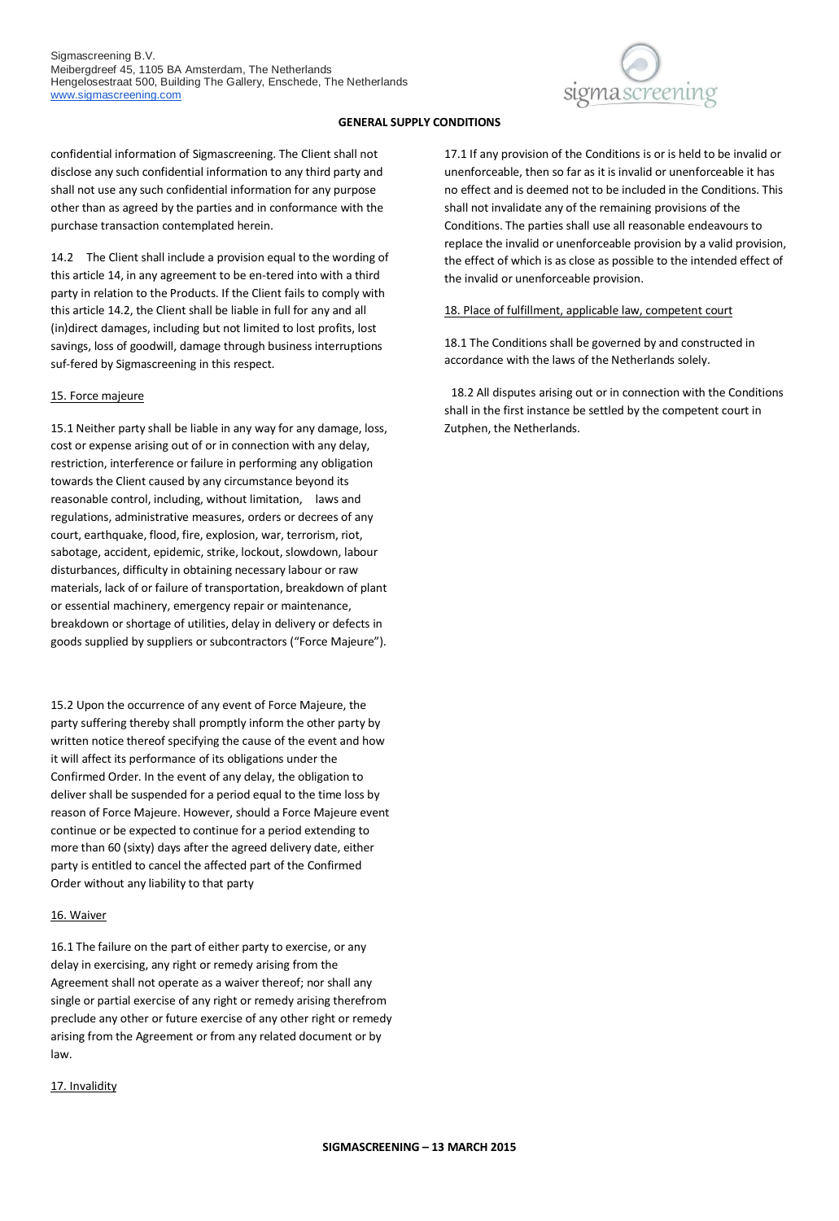confidential information of Sigmascreening. The Client shall not disclose any such confidential information to any third party and shall not use any such confidential information for any purpose other than as agreed by the parties and in conformance with the purchase transaction contemplated herein.

14.2 The Client shall include a provision equal to the wording of this article 14, in any agreement to be en-tered into with a third party in relation to the Products. If the Client fails to comply with this article 14.2, the Client shall be liable in full for any and all (in)direct damages, including but not limited to lost profits, lost savings, loss of goodwill, damage through business interruptions suf-fered by Sigmascreening in this respect.

15. Force majeure

15.1 Neither party shall be liable in any way for any damage, loss, cost or expense arising out of or in connection with any delay, restriction, interference or failure in performing any obligation towards the Client caused by any circumstance beyond its reasonable control, including, without limitation, laws and regulations, administrative measures, orders or decrees of any court, earthquake, flood, fire, explosion, war, terrorism, riot, sabotage, accident, epidemic, strike, lockout, slowdown, labour disturbances, difficulty in obtaining necessary labour or raw materials, lack of or failure of transportation, breakdown of plant or essential machinery, emergency repair or maintenance, breakdown or shortage of utilities, delay in delivery or defects in goods supplied by suppliers or subcontractors ("Force Majeure").

15.2 Upon the occurrence of any event of Force Majeure, the party suffering thereby shall promptly inform the other party by written notice thereof specifying the cause of the event and how it will affect its performance of its obligations under the Confirmed Order. In the event of any delay, the obligation to deliver shall be suspended for a period equal to the time loss by reason of Force Majeure. However, should a Force Majeure event continue or be expected to continue for a period extending to more than 60 (sixty) days after the agreed delivery date, either party is entitled to cancel the affected part of the Confirmed Order without any liability to that party

16. Waiver

16.1 The failure on the part of either party to exercise, or any delay in exercising, any right or remedy arising from the Agreement shall not operate as a waiver thereof; nor shall any single or partial exercise of any right or remedy arising therefrom preclude any other or future exercise of any other right or remedy arising from the Agreement or from any related document or by law.

17. Invalidity

17.1 If any provision of the Conditions is or is held to be invalid or unenforceable, then so far as it is invalid or unenforceable it has no effect and is deemed not to be included in the Conditions. This shall not invalidate any of the remaining provisions of the Conditions. The parties shall use all reasonable endeavours to replace the invalid or unenforceable provision by a valid provision, the effect of which is as close as possible to the intended effect of the invalid or unenforceable provision.

18. Place of fulfillment, applicable law, competent court

18.1 The Conditions shall be governed by and constructed in accordance with the laws of the Netherlands solely.

18.2 All disputes arising out or in connection with the Conditions shall in the first instance be settled by the competent court in Zutphen, the Netherlands.